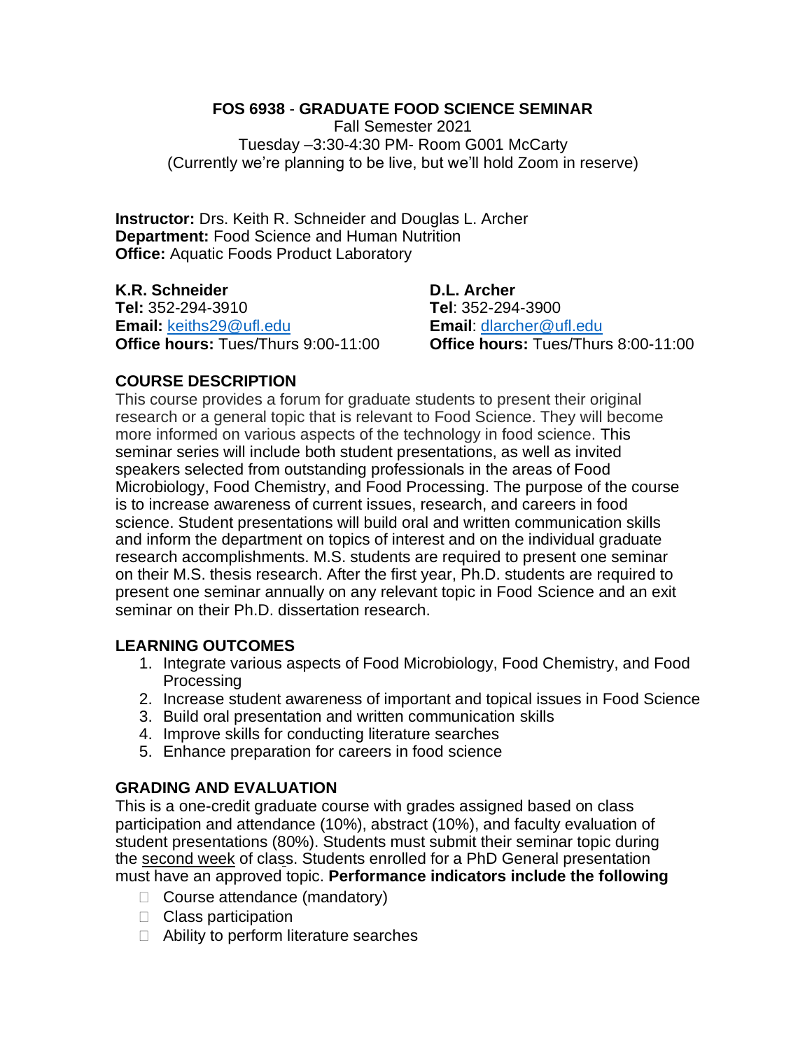# FOS 6938 - GRADUATE FOOD SCIENCE SEMINAR

Fall Semester 2021
Tuesday –3:30-4:30 PM- Room G001 McCarty
(Currently we're planning to be live, but we'll hold Zoom in reserve)

**Instructor:** Drs. Keith R. Schneider and Douglas L. Archer
**Department:** Food Science and Human Nutrition
**Office:** Aquatic Foods Product Laboratory

**K.R. Schneider**
**Tel:** 352-294-3910
**Email:** keiths29@ufl.edu
**Office hours:** Tues/Thurs 9:00-11:00

**D.L. Archer**
**Tel**: 352-294-3900
**Email**: dlarcher@ufl.edu
**Office hours:** Tues/Thurs 8:00-11:00

## COURSE DESCRIPTION

This course provides a forum for graduate students to present their original research or a general topic that is relevant to Food Science. They will become more informed on various aspects of the technology in food science. This seminar series will include both student presentations, as well as invited speakers selected from outstanding professionals in the areas of Food Microbiology, Food Chemistry, and Food Processing. The purpose of the course is to increase awareness of current issues, research, and careers in food science. Student presentations will build oral and written communication skills and inform the department on topics of interest and on the individual graduate research accomplishments. M.S. students are required to present one seminar on their M.S. thesis research. After the first year, Ph.D. students are required to present one seminar annually on any relevant topic in Food Science and an exit seminar on their Ph.D. dissertation research.

## LEARNING OUTCOMES

1. Integrate various aspects of Food Microbiology, Food Chemistry, and Food Processing
2. Increase student awareness of important and topical issues in Food Science
3. Build oral presentation and written communication skills
4. Improve skills for conducting literature searches
5. Enhance preparation for careers in food science

## GRADING AND EVALUATION

This is a one-credit graduate course with grades assigned based on class participation and attendance (10%), abstract (10%), and faculty evaluation of student presentations (80%). Students must submit their seminar topic during the second week of class. Students enrolled for a PhD General presentation must have an approved topic. **Performance indicators include the following**

- Course attendance (mandatory)
- Class participation
- Ability to perform literature searches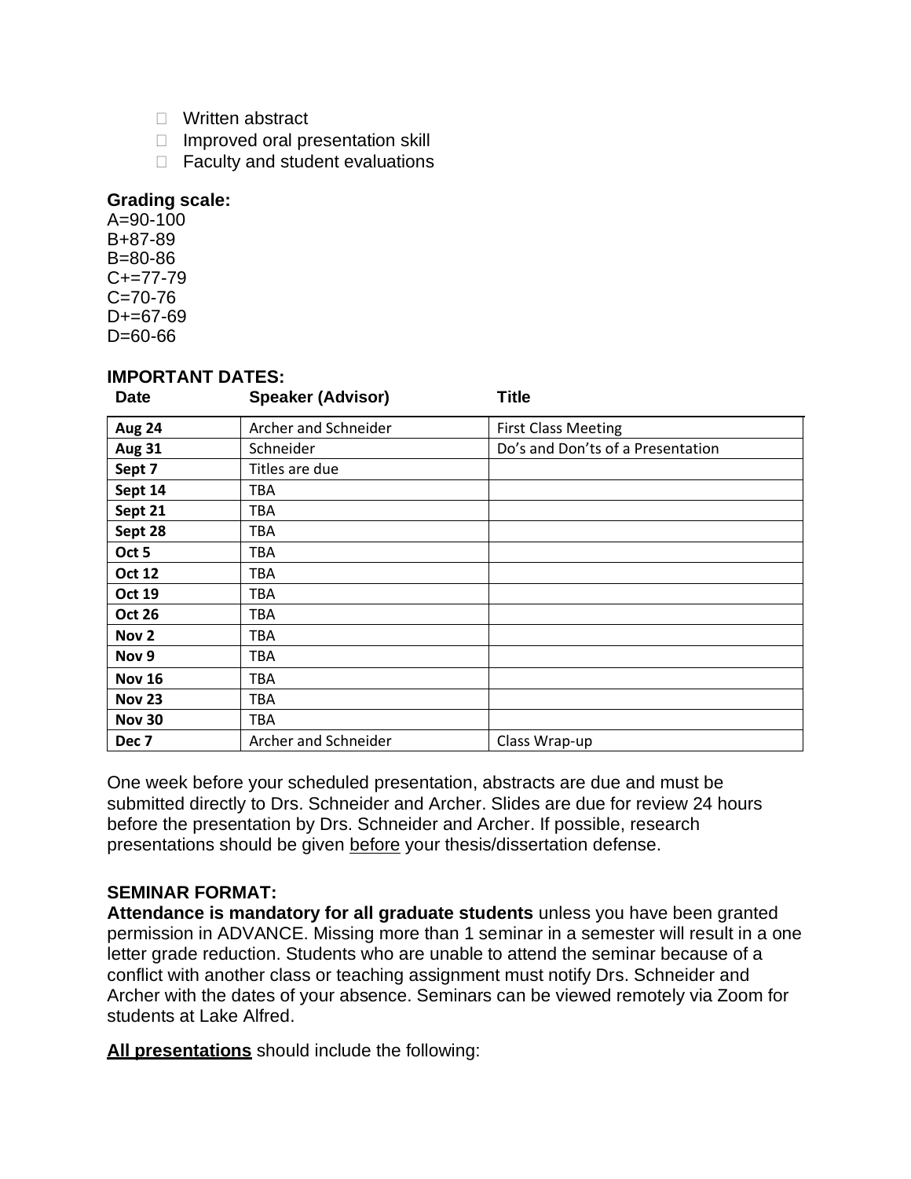- Written abstract
- Improved oral presentation skill
- Faculty and student evaluations

**Grading scale:**
A=90-100
B+87-89
B=80-86
C+=77-79
C=70-76
D+=67-69
D=60-66

**IMPORTANT DATES:**

| Date | Speaker (Advisor) | Title |
|---|---|---|
| **Aug 24** | Archer and Schneider | First Class Meeting |
| **Aug 31** | Schneider | Do's and Don'ts of a Presentation |
| **Sept 7** | Titles are due | |
| **Sept 14** | TBA | |
| **Sept 21** | TBA | |
| **Sept 28** | TBA | |
| **Oct 5** | TBA | |
| **Oct 12** | TBA | |
| **Oct 19** | TBA | |
| **Oct 26** | TBA | |
| **Nov 2** | TBA | |
| **Nov 9** | TBA | |
| **Nov 16** | TBA | |
| **Nov 23** | TBA | |
| **Nov 30** | TBA | |
| **Dec 7** | Archer and Schneider | Class Wrap-up |

One week before your scheduled presentation, abstracts are due and must be submitted directly to Drs. Schneider and Archer. Slides are due for review 24 hours before the presentation by Drs. Schneider and Archer. If possible, research presentations should be given <u>before</u> your thesis/dissertation defense.

**SEMINAR FORMAT:**
**Attendance is mandatory for all graduate students** unless you have been granted permission in ADVANCE. Missing more than 1 seminar in a semester will result in a one letter grade reduction. Students who are unable to attend the seminar because of a conflict with another class or teaching assignment must notify Drs. Schneider and Archer with the dates of your absence. Seminars can be viewed remotely via Zoom for students at Lake Alfred.

**<u>All presentations</u>** should include the following: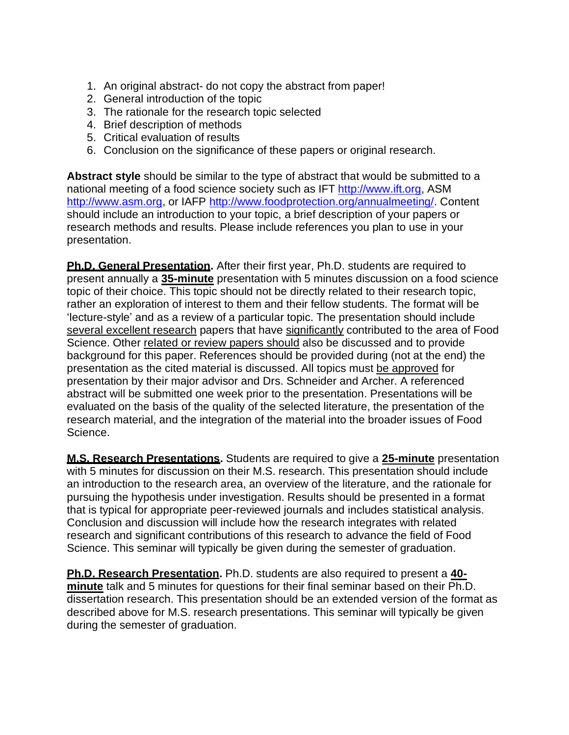1. An original abstract- do not copy the abstract from paper!
2. General introduction of the topic
3. The rationale for the research topic selected
4. Brief description of methods
5. Critical evaluation of results
6. Conclusion on the significance of these papers or original research.

**Abstract style** should be similar to the type of abstract that would be submitted to a national meeting of a food science society such as IFT http://www.ift.org, ASM http://www.asm.org, or IAFP http://www.foodprotection.org/annualmeeting/. Content should include an introduction to your topic, a brief description of your papers or research methods and results. Please include references you plan to use in your presentation.

**Ph.D. General Presentation.** After their first year, Ph.D. students are required to present annually a **35-minute** presentation with 5 minutes discussion on a food science topic of their choice. This topic should not be directly related to their research topic, rather an exploration of interest to them and their fellow students. The format will be 'lecture-style' and as a review of a particular topic. The presentation should include several excellent research papers that have significantly contributed to the area of Food Science. Other related or review papers should also be discussed and to provide background for this paper. References should be provided during (not at the end) the presentation as the cited material is discussed. All topics must be approved for presentation by their major advisor and Drs. Schneider and Archer. A referenced abstract will be submitted one week prior to the presentation. Presentations will be evaluated on the basis of the quality of the selected literature, the presentation of the research material, and the integration of the material into the broader issues of Food Science.

**M.S. Research Presentations.** Students are required to give a **25-minute** presentation with 5 minutes for discussion on their M.S. research. This presentation should include an introduction to the research area, an overview of the literature, and the rationale for pursuing the hypothesis under investigation. Results should be presented in a format that is typical for appropriate peer-reviewed journals and includes statistical analysis. Conclusion and discussion will include how the research integrates with related research and significant contributions of this research to advance the field of Food Science. This seminar will typically be given during the semester of graduation.

**Ph.D. Research Presentation.** Ph.D. students are also required to present a **40-minute** talk and 5 minutes for questions for their final seminar based on their Ph.D. dissertation research. This presentation should be an extended version of the format as described above for M.S. research presentations. This seminar will typically be given during the semester of graduation.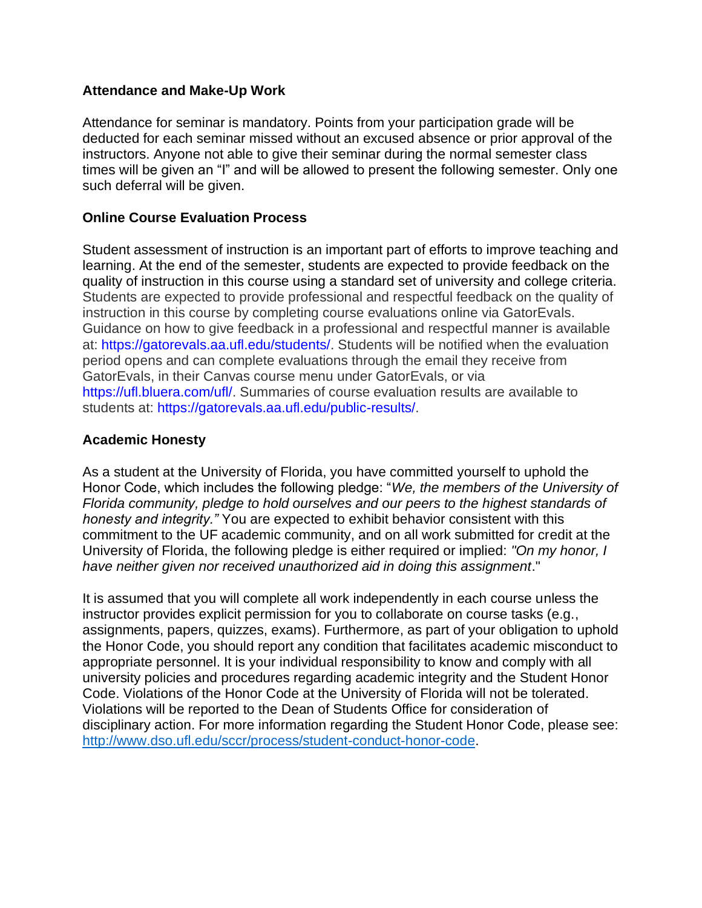## Attendance and Make-Up Work

Attendance for seminar is mandatory. Points from your participation grade will be deducted for each seminar missed without an excused absence or prior approval of the instructors. Anyone not able to give their seminar during the normal semester class times will be given an "I" and will be allowed to present the following semester. Only one such deferral will be given.

## Online Course Evaluation Process

Student assessment of instruction is an important part of efforts to improve teaching and learning. At the end of the semester, students are expected to provide feedback on the quality of instruction in this course using a standard set of university and college criteria. Students are expected to provide professional and respectful feedback on the quality of instruction in this course by completing course evaluations online via GatorEvals. Guidance on how to give feedback in a professional and respectful manner is available at: https://gatorevals.aa.ufl.edu/students/. Students will be notified when the evaluation period opens and can complete evaluations through the email they receive from GatorEvals, in their Canvas course menu under GatorEvals, or via https://ufl.bluera.com/ufl/. Summaries of course evaluation results are available to students at: https://gatorevals.aa.ufl.edu/public-results/.

## Academic Honesty

As a student at the University of Florida, you have committed yourself to uphold the Honor Code, which includes the following pledge: "*We, the members of the University of Florida community, pledge to hold ourselves and our peers to the highest standards of honesty and integrity."* You are expected to exhibit behavior consistent with this commitment to the UF academic community, and on all work submitted for credit at the University of Florida, the following pledge is either required or implied: *"On my honor, I have neither given nor received unauthorized aid in doing this assignment*."

It is assumed that you will complete all work independently in each course unless the instructor provides explicit permission for you to collaborate on course tasks (e.g., assignments, papers, quizzes, exams). Furthermore, as part of your obligation to uphold the Honor Code, you should report any condition that facilitates academic misconduct to appropriate personnel. It is your individual responsibility to know and comply with all university policies and procedures regarding academic integrity and the Student Honor Code. Violations of the Honor Code at the University of Florida will not be tolerated. Violations will be reported to the Dean of Students Office for consideration of disciplinary action. For more information regarding the Student Honor Code, please see: http://www.dso.ufl.edu/sccr/process/student-conduct-honor-code.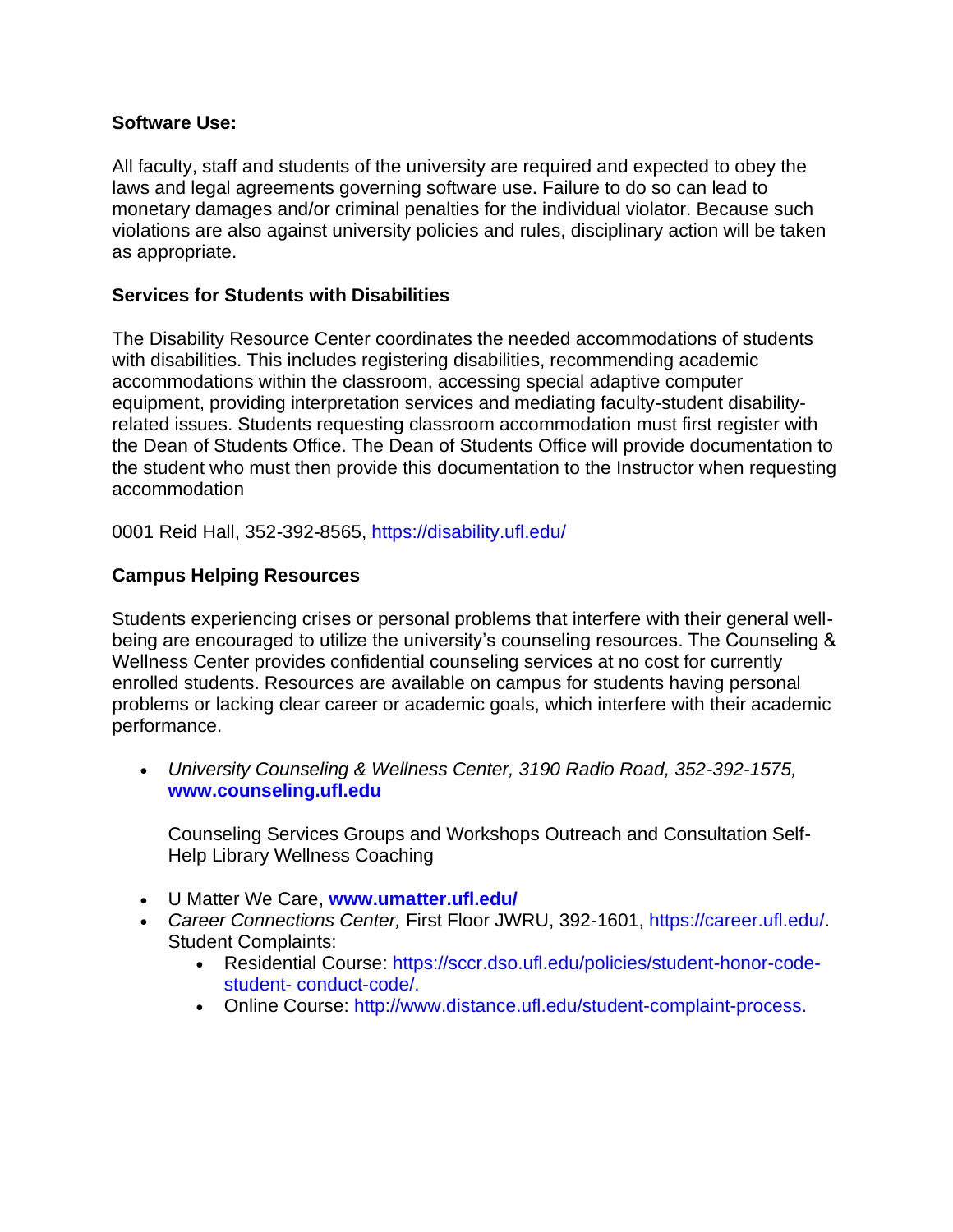**Software Use:**

All faculty, staff and students of the university are required and expected to obey the laws and legal agreements governing software use. Failure to do so can lead to monetary damages and/or criminal penalties for the individual violator. Because such violations are also against university policies and rules, disciplinary action will be taken as appropriate.

**Services for Students with Disabilities**

The Disability Resource Center coordinates the needed accommodations of students with disabilities. This includes registering disabilities, recommending academic accommodations within the classroom, accessing special adaptive computer equipment, providing interpretation services and mediating faculty-student disability-related issues. Students requesting classroom accommodation must first register with the Dean of Students Office. The Dean of Students Office will provide documentation to the student who must then provide this documentation to the Instructor when requesting accommodation

0001 Reid Hall, 352-392-8565, https://disability.ufl.edu/

**Campus Helping Resources**

Students experiencing crises or personal problems that interfere with their general well-being are encouraged to utilize the university's counseling resources. The Counseling & Wellness Center provides confidential counseling services at no cost for currently enrolled students. Resources are available on campus for students having personal problems or lacking clear career or academic goals, which interfere with their academic performance.

- *University Counseling & Wellness Center, 3190 Radio Road, 352-392-1575,* **www.counseling.ufl.edu**

  Counseling Services Groups and Workshops Outreach and Consultation Self-Help Library Wellness Coaching

- U Matter We Care, **www.umatter.ufl.edu/**
- *Career Connections Center,* First Floor JWRU, 392-1601, https://career.ufl.edu/. Student Complaints:
  - Residential Course: https://sccr.dso.ufl.edu/policies/student-honor-code-student- conduct-code/.
  - Online Course: http://www.distance.ufl.edu/student-complaint-process.